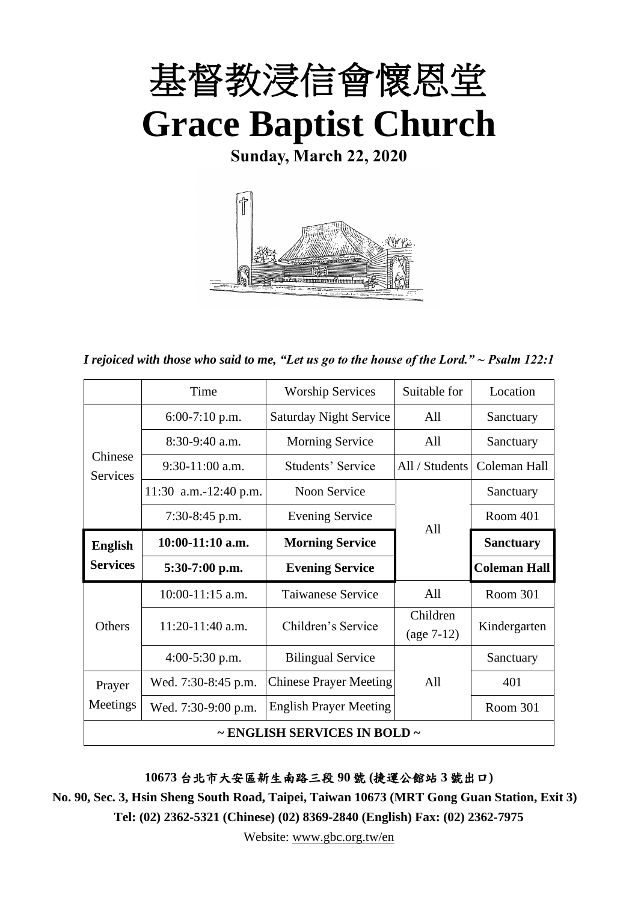# 基督教浸信會懷恩堂

# Grace Baptist Church

**Sunday, March 22, 2020**

*I rejoiced with those who said to me, "Let us go to the house of the Lord." ~ Psalm 122:1*

| | Time | Worship Services | Suitable for | Location |
|---|---|---|---|---|
| Chinese Services | 6:00-7:10 p.m. | Saturday Night Service | All | Sanctuary |
| | 8:30-9:40 a.m. | Morning Service | All | Sanctuary |
| | 9:30-11:00 a.m. | Students' Service | All / Students | Coleman Hall |
| | 11:30 a.m.-12:40 p.m. | Noon Service | All | Sanctuary |
| | 7:30-8:45 p.m. | Evening Service | | Room 401 |
| **English Services** | **10:00-11:10 a.m.** | **Morning Service** | | **Sanctuary** |
| | **5:30-7:00 p.m.** | **Evening Service** | | **Coleman Hall** |
| Others | 10:00-11:15 a.m. | Taiwanese Service | All | Room 301 |
| | 11:20-11:40 a.m. | Children's Service | Children (age 7-12) | Kindergarten |
| | 4:00-5:30 p.m. | Bilingual Service | All | Sanctuary |
| Prayer Meetings | Wed. 7:30-8:45 p.m. | Chinese Prayer Meeting | | 401 |
| | Wed. 7:30-9:00 p.m. | English Prayer Meeting | | Room 301 |
| **~ ENGLISH SERVICES IN BOLD ~** | | | | |

**10673 台北市大安區新生南路三段 90 號 (捷運公館站 3 號出口)**

**No. 90, Sec. 3, Hsin Sheng South Road, Taipei, Taiwan 10673 (MRT Gong Guan Station, Exit 3)**

**Tel: (02) 2362-5321 (Chinese) (02) 8369-2840 (English) Fax: (02) 2362-7975**

Website: www.gbc.org.tw/en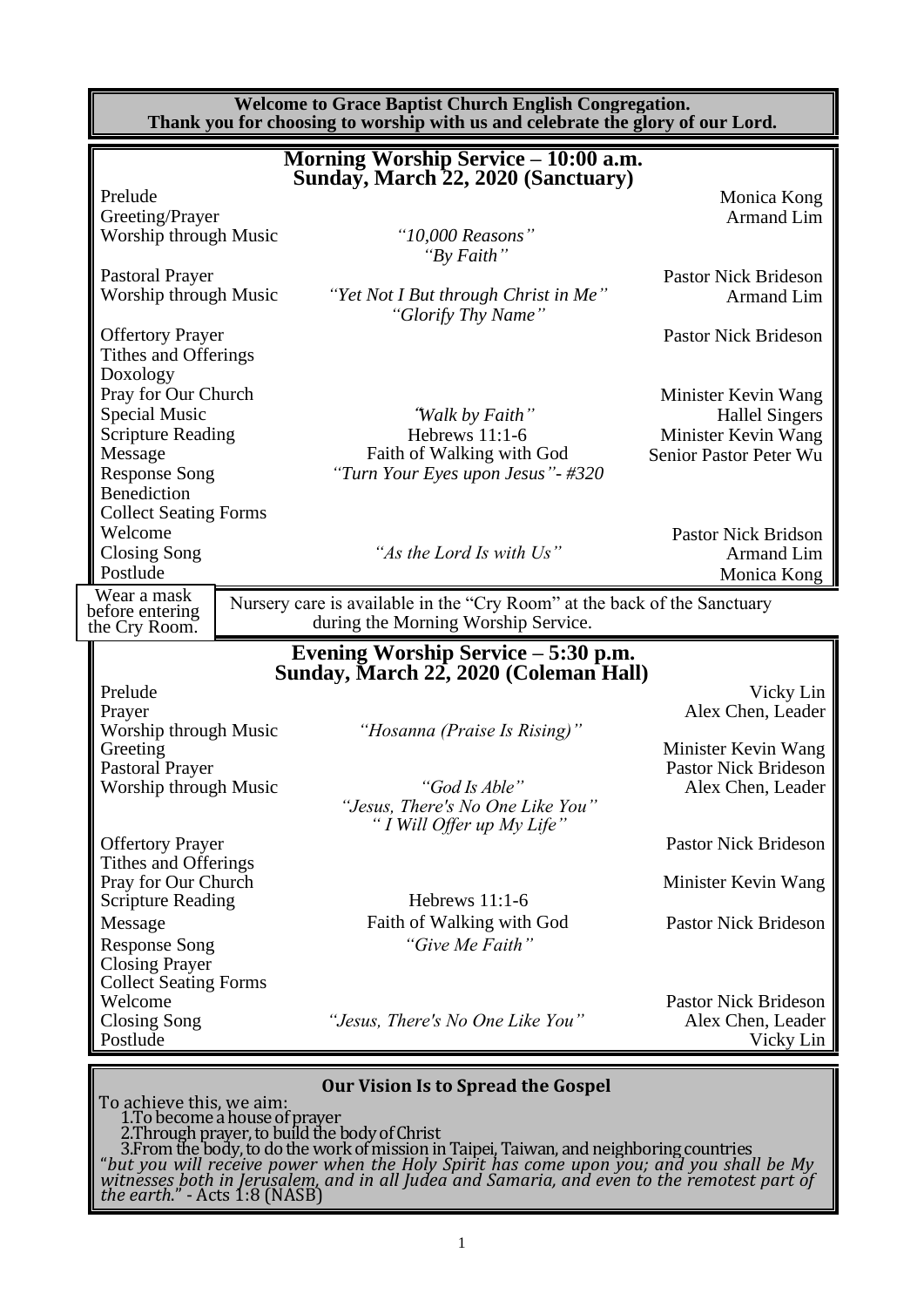**Welcome to Grace Baptist Church English Congregation.**
**Thank you for choosing to worship with us and celebrate the glory of our Lord.**

## Morning Worship Service – 10:00 a.m.
## Sunday, March 22, 2020 (Sanctuary)

| | | |
|---|---|---|
| Prelude | | Monica Kong |
| Greeting/Prayer | | Armand Lim |
| Worship through Music | *"10,000 Reasons"* *"By Faith"* | |
| Pastoral Prayer | | Pastor Nick Brideson |
| Worship through Music | *"Yet Not I But through Christ in Me"* *"Glorify Thy Name"* | Armand Lim |
| Offertory Prayer | | Pastor Nick Brideson |
| Tithes and Offerings | | |
| Doxology | | |
| Pray for Our Church | | Minister Kevin Wang |
| Special Music | *"Walk by Faith"* | Hallel Singers |
| Scripture Reading | Hebrews 11:1-6 | Minister Kevin Wang |
| Message | Faith of Walking with God | Senior Pastor Peter Wu |
| Response Song | *"Turn Your Eyes upon Jesus"- #320* | |
| Benediction | | |
| Collect Seating Forms | | |
| Welcome | | Pastor Nick Bridson |
| Closing Song | *"As the Lord Is with Us"* | Armand Lim |
| Postlude | | Monica Kong |

Wear a mask before entering the Cry Room.

Nursery care is available in the "Cry Room" at the back of the Sanctuary during the Morning Worship Service.

## Evening Worship Service – 5:30 p.m.
## Sunday, March 22, 2020 (Coleman Hall)

| | | |
|---|---|---|
| Prelude | | Vicky Lin |
| Prayer | | Alex Chen, Leader |
| Worship through Music | *"Hosanna (Praise Is Rising)"* | |
| Greeting | | Minister Kevin Wang |
| Pastoral Prayer | | Pastor Nick Brideson |
| Worship through Music | *"God Is Able"* *"Jesus, There's No One Like You"* *" I Will Offer up My Life"* | Alex Chen, Leader |
| Offertory Prayer | | Pastor Nick Brideson |
| Tithes and Offerings | | |
| Pray for Our Church | | Minister Kevin Wang |
| Scripture Reading | Hebrews 11:1-6 | |
| Message | Faith of Walking with God | Pastor Nick Brideson |
| Response Song | *"Give Me Faith"* | |
| Closing Prayer | | |
| Collect Seating Forms | | |
| Welcome | | Pastor Nick Brideson |
| Closing Song | *"Jesus, There's No One Like You"* | Alex Chen, Leader |
| Postlude | | Vicky Lin |

### Our Vision Is to Spread the Gospel

To achieve this, we aim:

1. To become a house of prayer
2. Through prayer, to build the body of Christ
3. From the body, to do the work of mission in Taipei, Taiwan, and neighboring countries

"*but you will receive power when the Holy Spirit has come upon you; and you shall be My witnesses both in Jerusalem, and in all Judea and Samaria, and even to the remotest part of the earth.*" - Acts 1:8 (NASB)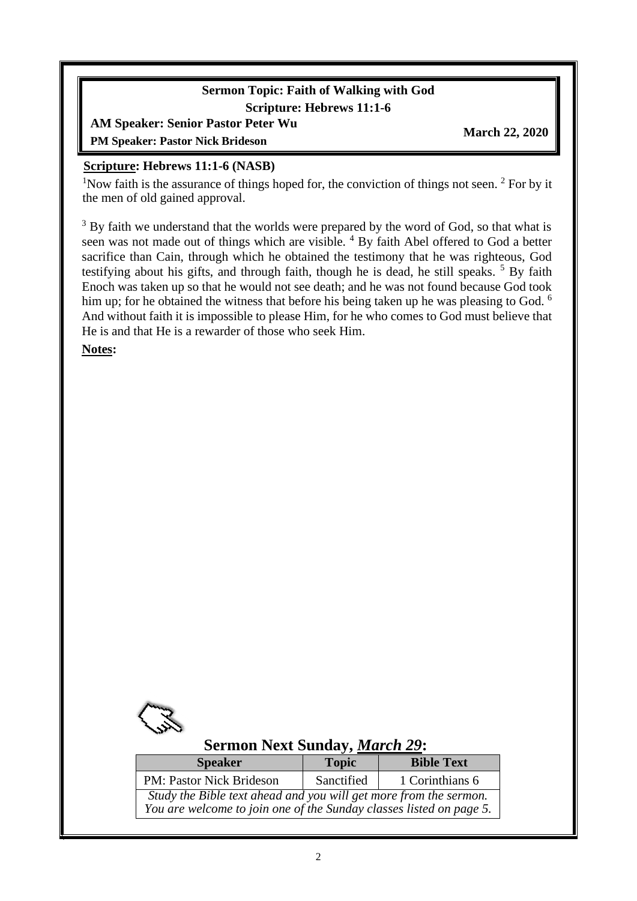**Sermon Topic: Faith of Walking with God**

**Scripture: Hebrews 11:1-6**

**AM Speaker: Senior Pastor Peter Wu**

**PM Speaker: Pastor Nick Brideson**

**March 22, 2020**

**Scripture: Hebrews 11:1-6 (NASB)**

[1]Now faith is the assurance of things hoped for, the conviction of things not seen. [2] For by it the men of old gained approval.

[3] By faith we understand that the worlds were prepared by the word of God, so that what is seen was not made out of things which are visible. [4] By faith Abel offered to God a better sacrifice than Cain, through which he obtained the testimony that he was righteous, God testifying about his gifts, and through faith, though he is dead, he still speaks. [5] By faith Enoch was taken up so that he would not see death; and he was not found because God took him up; for he obtained the witness that before his being taken up he was pleasing to God. [6] And without faith it is impossible to please Him, for he who comes to God must believe that He is and that He is a rewarder of those who seek Him.

**Notes:**

## Sermon Next Sunday, *March 29*:

| Speaker | Topic | Bible Text |
|---|---|---|
| PM: Pastor Nick Brideson | Sanctified | 1 Corinthians 6 |
| *Study the Bible text ahead and you will get more from the sermon. You are welcome to join one of the Sunday classes listed on page 5.* | | |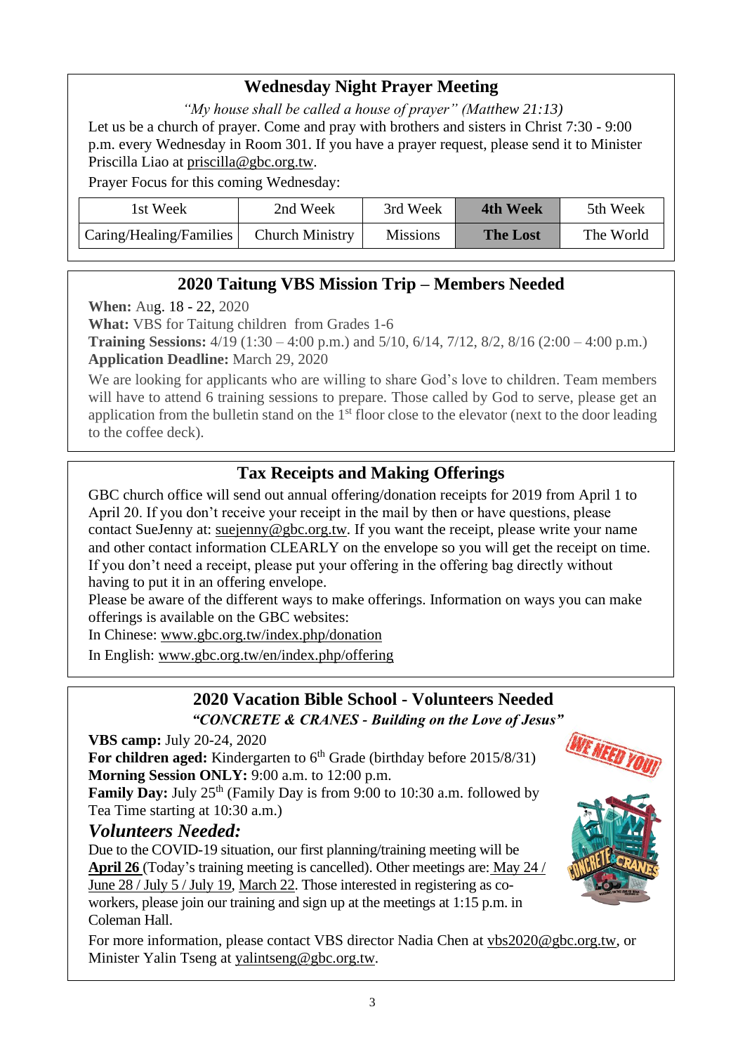## Wednesday Night Prayer Meeting

*"My house shall be called a house of prayer" (Matthew 21:13)*

Let us be a church of prayer. Come and pray with brothers and sisters in Christ 7:30 - 9:00 p.m. every Wednesday in Room 301. If you have a prayer request, please send it to Minister Priscilla Liao at priscilla@gbc.org.tw.

Prayer Focus for this coming Wednesday:

| 1st Week | 2nd Week | 3rd Week | **4th Week** | 5th Week |
|---|---|---|---|---|
| Caring/Healing/Families | Church Ministry | Missions | **The Lost** | The World |

## 2020 Taitung VBS Mission Trip – Members Needed

**When:** Aug. 18 - 22, 2020
**What:** VBS for Taitung children from Grades 1-6
**Training Sessions:** 4/19 (1:30 – 4:00 p.m.) and 5/10, 6/14, 7/12, 8/2, 8/16 (2:00 – 4:00 p.m.)
**Application Deadline:** March 29, 2020

We are looking for applicants who are willing to share God's love to children. Team members will have to attend 6 training sessions to prepare. Those called by God to serve, please get an application from the bulletin stand on the 1st floor close to the elevator (next to the door leading to the coffee deck).

## Tax Receipts and Making Offerings

GBC church office will send out annual offering/donation receipts for 2019 from April 1 to April 20. If you don't receive your receipt in the mail by then or have questions, please contact SueJenny at: suejenny@gbc.org.tw. If you want the receipt, please write your name and other contact information CLEARLY on the envelope so you will get the receipt on time. If you don't need a receipt, please put your offering in the offering bag directly without having to put it in an offering envelope.

Please be aware of the different ways to make offerings. Information on ways you can make offerings is available on the GBC websites:

In Chinese: www.gbc.org.tw/index.php/donation

In English: www.gbc.org.tw/en/index.php/offering

## 2020 Vacation Bible School - Volunteers Needed

***"CONCRETE & CRANES - Building on the Love of Jesus"***

**VBS camp:** July 20-24, 2020
**For children aged:** Kindergarten to 6th Grade (birthday before 2015/8/31)
**Morning Session ONLY:** 9:00 a.m. to 12:00 p.m.
**Family Day:** July 25th (Family Day is from 9:00 to 10:30 a.m. followed by Tea Time starting at 10:30 a.m.)

### *Volunteers Needed:*

Due to the COVID-19 situation, our first planning/training meeting will be **April 26** (Today's training meeting is cancelled). Other meetings are: May 24 / June 28 / July 5 / July 19, March 22. Those interested in registering as co-workers, please join our training and sign up at the meetings at 1:15 p.m. in Coleman Hall.

For more information, please contact VBS director Nadia Chen at vbs2020@gbc.org.tw, or Minister Yalin Tseng at yalintseng@gbc.org.tw.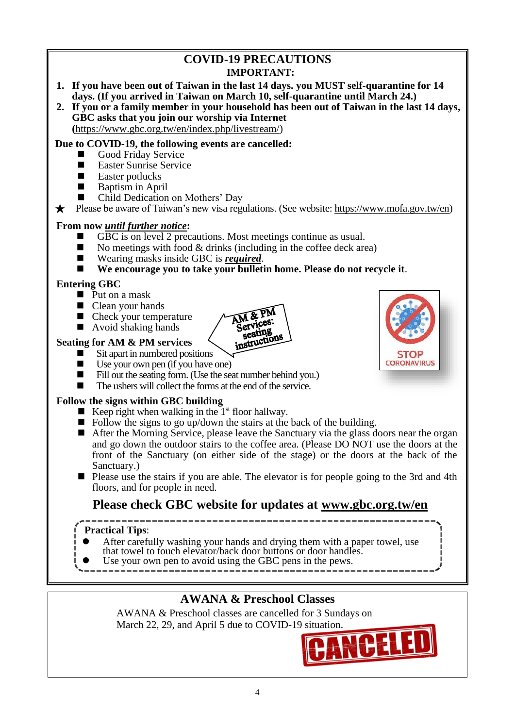# COVID-19 PRECAUTIONS

## IMPORTANT:

1. **If you have been out of Taiwan in the last 14 days. you MUST self-quarantine for 14 days. (If you arrived in Taiwan on March 10, self-quarantine until March 24.)**
2. **If you or a family member in your household has been out of Taiwan in the last 14 days, GBC asks that you join our worship via Internet (**https://www.gbc.org.tw/en/index.php/livestream/)

**Due to COVID-19, the following events are cancelled:**

- Good Friday Service
- Easter Sunrise Service
- Easter potlucks
- Baptism in April
- Child Dedication on Mothers' Day

★ Please be aware of Taiwan's new visa regulations. (See website: https://www.mofa.gov.tw/en)

**From now *until further notice*:**

- GBC is on level 2 precautions. Most meetings continue as usual.
- No meetings with food & drinks (including in the coffee deck area)
- Wearing masks inside GBC is ***required***.
- **We encourage you to take your bulletin home. Please do not recycle it**.

**Entering GBC**

- Put on a mask
- Clean your hands
- Check your temperature
- Avoid shaking hands

AM & PM Services: seating instructions

**Seating for AM & PM services**

- Sit apart in numbered positions
- Use your own pen (if you have one)
- Fill out the seating form. (Use the seat number behind you.)
- The ushers will collect the forms at the end of the service.

STOP CORONAVIRUS

**Follow the signs within GBC building**

- Keep right when walking in the 1st floor hallway.
- Follow the signs to go up/down the stairs at the back of the building.
- After the Morning Service, please leave the Sanctuary via the glass doors near the organ and go down the outdoor stairs to the coffee area. (Please DO NOT use the doors at the front of the Sanctuary (on either side of the stage) or the doors at the back of the Sanctuary.)
- Please use the stairs if you are able. The elevator is for people going to the 3rd and 4th floors, and for people in need.

### Please check GBC website for updates at www.gbc.org.tw/en

**Practical Tips**:

- After carefully washing your hands and drying them with a paper towel, use that towel to touch elevator/back door buttons or door handles.
- Use your own pen to avoid using the GBC pens in the pews.

# AWANA & Preschool Classes

AWANA & Preschool classes are cancelled for 3 Sundays on March 22, 29, and April 5 due to COVID-19 situation.

CANCELED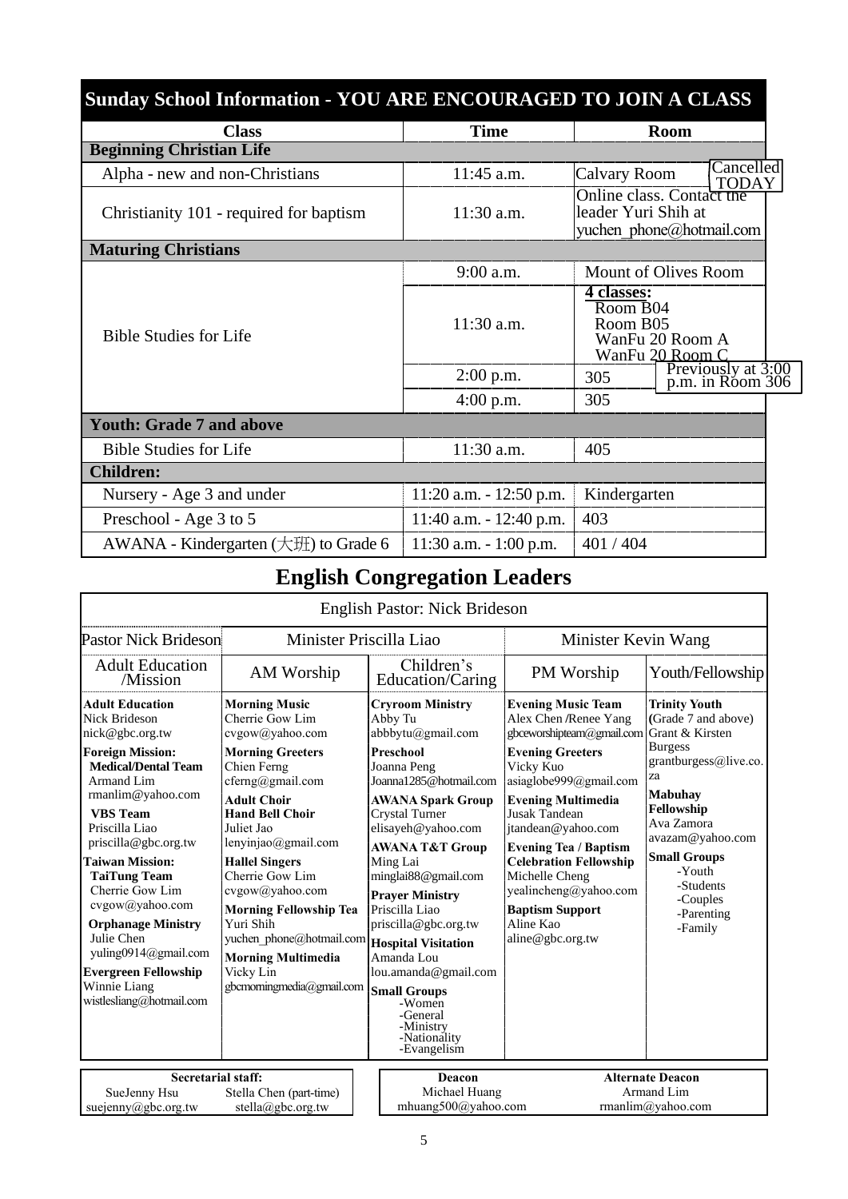## Sunday School Information - YOU ARE ENCOURAGED TO JOIN A CLASS

| Class | Time | Room |
|---|---|---|
| **Beginning Christian Life** | | |
| Alpha - new and non-Christians | 11:45 a.m. | Calvary Room (Cancelled TODAY) |
| Christianity 101 - required for baptism | 11:30 a.m. | Online class. Contact the leader Yuri Shih at yuchen_phone@hotmail.com |
| **Maturing Christians** | | |
| Bible Studies for Life | 9:00 a.m. | Mount of Olives Room |
| | 11:30 a.m. | **4 classes:** Room B04, Room B05, WanFu 20 Room A, WanFu 20 Room C |
| | 2:00 p.m. | 305 (Previously at 3:00 p.m. in Room 306) |
| | 4:00 p.m. | 305 |
| **Youth: Grade 7 and above** | | |
| Bible Studies for Life | 11:30 a.m. | 405 |
| **Children:** | | |
| Nursery - Age 3 and under | 11:20 a.m. - 12:50 p.m. | Kindergarten |
| Preschool - Age 3 to 5 | 11:40 a.m. - 12:40 p.m. | 403 |
| AWANA - Kindergarten (大班) to Grade 6 | 11:30 a.m. - 1:00 p.m. | 401 / 404 |

## English Congregation Leaders

English Pastor: Nick Brideson

| Pastor Nick Brideson | Minister Priscilla Liao | | Minister Kevin Wang | |
|---|---|---|---|---|
| Adult Education /Mission | AM Worship | Children's Education/Caring | PM Worship | Youth/Fellowship |
| **Adult Education** Nick Brideson nick@gbc.org.tw<br>**Foreign Mission:**<br>**Medical/Dental Team** Armand Lim rmanlim@yahoo.com<br>**VBS Team** Priscilla Liao priscilla@gbc.org.tw<br>**Taiwan Mission:**<br>**TaiTung Team** Cherrie Gow Lim cvgow@yahoo.com<br>**Orphanage Ministry** Julie Chen yuling0914@gmail.com<br>**Evergreen Fellowship** Winnie Liang wistlesliang@hotmail.com | **Morning Music** Cherrie Gow Lim cvgow@yahoo.com<br>**Morning Greeters** Chien Ferng cferng@gmail.com<br>**Adult Choir**<br>**Hand Bell Choir** Juliet Jao lenyinjao@gmail.com<br>**Hallel Singers** Cherrie Gow Lim cvgow@yahoo.com<br>**Morning Fellowship Tea** Yuri Shih yuchen_phone@hotmail.com<br>**Morning Multimedia** Vicky Lin gbcmorningmedia@gmail.com | **Cryroom Ministry** Abby Tu abbbytu@gmail.com<br>**Preschool** Joanna Peng Joanna1285@hotmail.com<br>**AWANA Spark Group** Crystal Turner elisayeh@yahoo.com<br>**AWANA T&T Group** Ming Lai minglai88@gmail.com<br>**Prayer Ministry** Priscilla Liao priscilla@gbc.org.tw<br>**Hospital Visitation** Amanda Lou lou.amanda@gmail.com<br>**Small Groups** -Women -General -Ministry -Nationality -Evangelism | **Evening Music Team** Alex Chen /Renee Yang gbceworshipteam@gmail.com<br>**Evening Greeters** Vicky Kuo asiaglobe999@gmail.com<br>**Evening Multimedia** Jusak Tandean jtandean@yahoo.com<br>**Evening Tea / Baptism Celebration Fellowship** Michelle Cheng yealincheng@yahoo.com<br>**Baptism Support** Aline Kao aline@gbc.org.tw | **Trinity Youth** (Grade 7 and above) Grant & Kirsten Burgess grantburgess@live.co.za<br>**Mabuhay Fellowship** Ava Zamora avazam@yahoo.com<br>**Small Groups** -Youth -Students -Couples -Parenting -Family |

| Secretarial staff: | |
|---|---|
| SueJenny Hsu<br>suejenny@gbc.org.tw | Stella Chen (part-time)<br>stella@gbc.org.tw |

| Deacon | Alternate Deacon |
|---|---|
| Michael Huang<br>mhuang500@yahoo.com | Armand Lim<br>rmanlim@yahoo.com |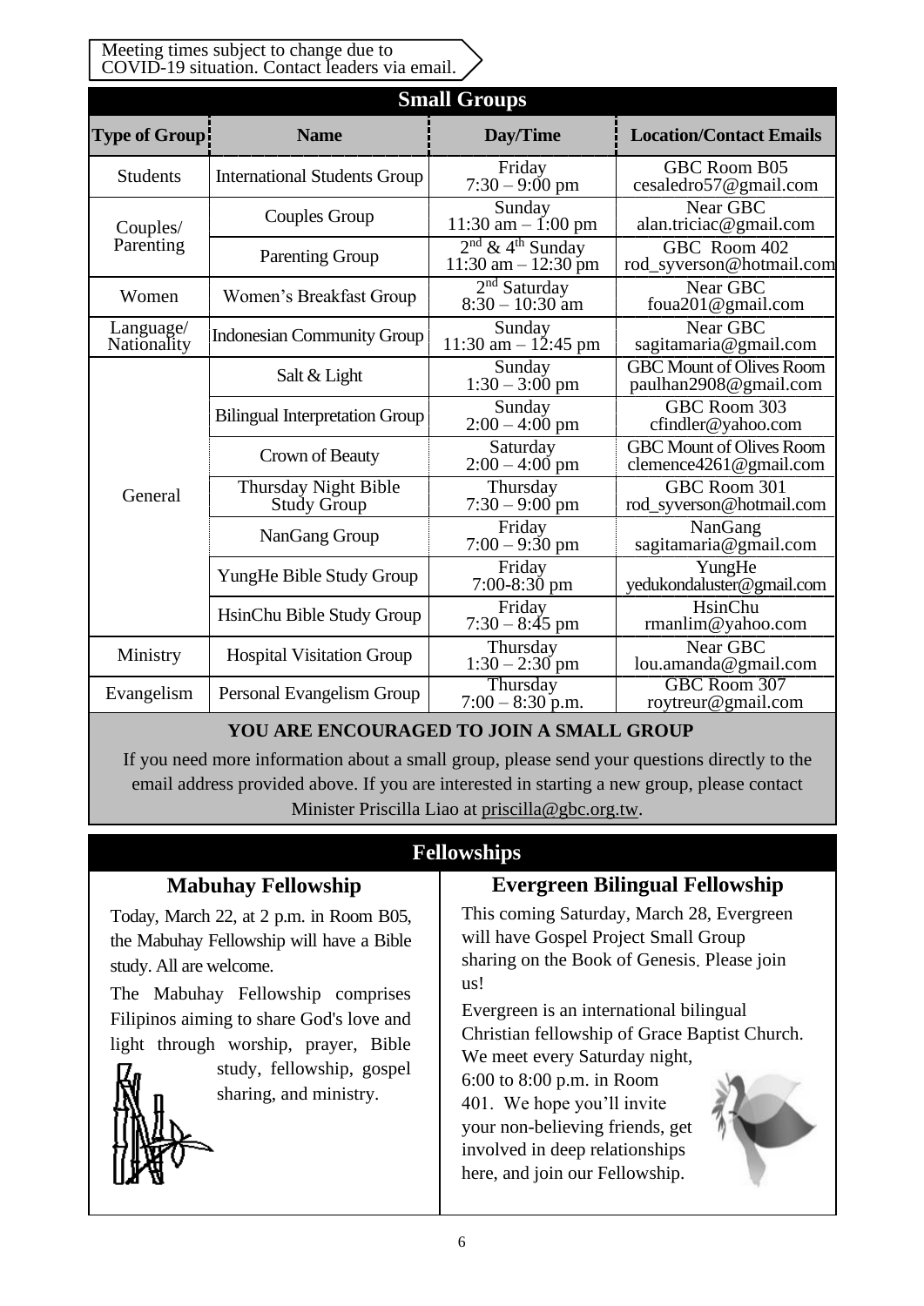Meeting times subject to change due to COVID-19 situation. Contact leaders via email.

## Small Groups

| Type of Group | Name | Day/Time | Location/Contact Emails |
|---|---|---|---|
| Students | International Students Group | Friday 7:30 – 9:00 pm | GBC Room B05 cesaledro57@gmail.com |
| Couples/ Parenting | Couples Group | Sunday 11:30 am – 1:00 pm | Near GBC alan.triciac@gmail.com |
| | Parenting Group | 2nd & 4th Sunday 11:30 am – 12:30 pm | GBC Room 402 rod_syverson@hotmail.com |
| Women | Women's Breakfast Group | 2nd Saturday 8:30 – 10:30 am | Near GBC foua201@gmail.com |
| Language/ Nationality | Indonesian Community Group | Sunday 11:30 am – 12:45 pm | Near GBC sagitamaria@gmail.com |
| General | Salt & Light | Sunday 1:30 – 3:00 pm | GBC Mount of Olives Room paulhan2908@gmail.com |
| | Bilingual Interpretation Group | Sunday 2:00 – 4:00 pm | GBC Room 303 cfindler@yahoo.com |
| | Crown of Beauty | Saturday 2:00 – 4:00 pm | GBC Mount of Olives Room clemence4261@gmail.com |
| | Thursday Night Bible Study Group | Thursday 7:30 – 9:00 pm | GBC Room 301 rod_syverson@hotmail.com |
| | NanGang Group | Friday 7:00 – 9:30 pm | NanGang sagitamaria@gmail.com |
| | YungHe Bible Study Group | Friday 7:00-8:30 pm | YungHe yedukondaluster@gmail.com |
| | HsinChu Bible Study Group | Friday 7:30 – 8:45 pm | HsinChu rmanlim@yahoo.com |
| Ministry | Hospital Visitation Group | Thursday 1:30 – 2:30 pm | Near GBC lou.amanda@gmail.com |
| Evangelism | Personal Evangelism Group | Thursday 7:00 – 8:30 p.m. | GBC Room 307 roytreur@gmail.com |

**YOU ARE ENCOURAGED TO JOIN A SMALL GROUP**

If you need more information about a small group, please send your questions directly to the email address provided above. If you are interested in starting a new group, please contact Minister Priscilla Liao at priscilla@gbc.org.tw.

## Fellowships

### Mabuhay Fellowship

Today, March 22, at 2 p.m. in Room B05, the Mabuhay Fellowship will have a Bible study. All are welcome.

The Mabuhay Fellowship comprises Filipinos aiming to share God's love and light through worship, prayer, Bible study, fellowship, gospel sharing, and ministry.

### Evergreen Bilingual Fellowship

This coming Saturday, March 28, Evergreen will have Gospel Project Small Group sharing on the Book of Genesis. Please join us!

Evergreen is an international bilingual Christian fellowship of Grace Baptist Church. We meet every Saturday night, 6:00 to 8:00 p.m. in Room 401. We hope you'll invite your non-believing friends, get involved in deep relationships here, and join our Fellowship.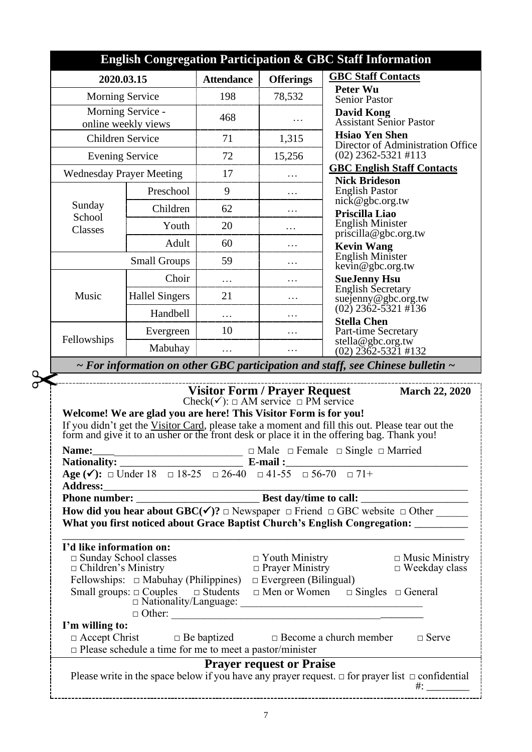## English Congregation Participation & GBC Staff Information

| 2020.03.15 | | Attendance | Offerings |
|---|---|---|---|
| Morning Service | | 198 | 78,532 |
| Morning Service - online weekly views | | 468 | … |
| Children Service | | 71 | 1,315 |
| Evening Service | | 72 | 15,256 |
| Wednesday Prayer Meeting | | 17 | … |
| Sunday School Classes | Preschool | 9 | … |
| | Children | 62 | … |
| | Youth | 20 | … |
| | Adult | 60 | … |
| Small Groups | | 59 | … |
| Music | Choir | … | … |
| | Hallel Singers | 21 | … |
| | Handbell | … | … |
| Fellowships | Evergreen | 10 | … |
| | Mabuhay | … | … |

**GBC Staff Contacts**

**Peter Wu**
Senior Pastor

**David Kong**
Assistant Senior Pastor

**Hsiao Yen Shen**
Director of Administration Office
(02) 2362-5321 #113

**GBC English Staff Contacts**

**Nick Brideson**
English Pastor
nick@gbc.org.tw

**Priscilla Liao**
English Minister
priscilla@gbc.org.tw

**Kevin Wang**
English Minister
kevin@gbc.org.tw

**SueJenny Hsu**
English Secretary
suejenny@gbc.org.tw
(02) 2362-5321 #136

**Stella Chen**
Part-time Secretary
stella@gbc.org.tw
(02) 2362-5321 #132

*~ For information on other GBC participation and staff, see Chinese bulletin ~*

---

### Visitor Form / Prayer Request

**March 22, 2020**

Check(✓): □ AM service □ PM service

**Welcome! We are glad you are here! This Visitor Form is for you!**

If you didn't get the Visitor Card, please take a moment and fill this out. Please tear out the form and give it to an usher or the front desk or place it in the offering bag. Thank you!

**Name:**\_\_\_\_\_\_\_\_\_\_\_\_\_\_\_\_\_\_\_\_\_\_\_\_\_\_\_\_ □ Male □ Female □ Single □ Married

**Nationality:** \_\_\_\_\_\_\_\_\_\_\_\_\_\_\_\_\_\_\_\_\_\_\_\_ **E-mail :**\_\_\_\_\_\_\_\_\_\_\_\_\_\_\_\_\_\_\_\_\_\_\_\_\_\_\_\_\_\_\_\_

**Age (✓):** □ Under 18 □ 18-25 □ 26-40 □ 41-55 □ 56-70 □ 71+

**Address:**\_\_\_\_\_\_\_\_\_\_\_\_\_\_\_\_\_\_\_\_\_\_\_\_\_\_\_\_\_\_\_\_\_\_\_\_\_\_\_\_\_\_\_\_\_\_\_\_\_\_\_\_\_\_\_\_\_\_\_\_\_\_\_\_\_\_

**Phone number:** \_\_\_\_\_\_\_\_\_\_\_\_\_\_\_\_\_\_\_\_\_\_\_ **Best day/time to call:** \_\_\_\_\_\_\_\_\_\_\_\_\_\_\_\_\_\_\_\_

**How did you hear about GBC(✓)?** □ Newspaper □ Friend □ GBC website □ Other \_\_\_\_\_\_

**What you first noticed about Grace Baptist Church's English Congregation:** \_\_\_\_\_\_\_\_\_\_

\_\_\_\_\_\_\_\_\_\_\_\_\_\_\_\_\_\_\_\_\_\_\_\_\_\_\_\_\_\_\_\_\_\_\_\_\_\_\_\_\_\_\_\_\_\_\_\_\_\_\_\_\_\_\_\_\_\_\_\_\_\_\_\_\_\_\_\_\_\_\_\_\_\_\_\_

**I'd like information on:**

□ Sunday School classes □ Youth Ministry □ Music Ministry
□ Children's Ministry □ Prayer Ministry □ Weekday class
Fellowships: □ Mabuhay (Philippines) □ Evergreen (Bilingual)
Small groups: □ Couples □ Students □ Men or Women □ Singles □ General
□ Nationality/Language: \_\_\_\_\_\_\_\_\_\_\_\_\_\_\_\_\_\_\_\_\_\_\_\_\_\_\_\_\_\_\_\_\_\_
□ Other: \_\_\_\_\_\_\_\_\_\_\_\_\_\_\_\_\_\_\_\_\_\_\_\_\_\_\_\_\_\_\_\_\_\_\_\_\_\_\_\_\_\_\_\_\_\_\_\_

**I'm willing to:**

□ Accept Christ □ Be baptized □ Become a church member □ Serve
□ Please schedule a time for me to meet a pastor/minister

### Prayer request or Praise

Please write in the space below if you have any prayer request. □ for prayer list □ confidential

#: \_\_\_\_\_\_\_\_